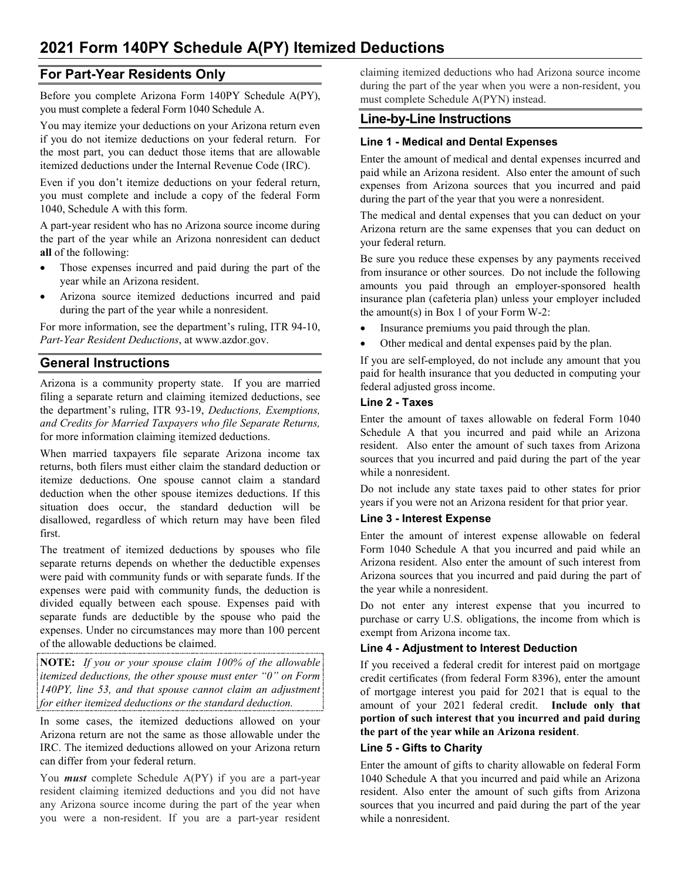# 2021 Form 140PY Schedule A(PY) Itemized Deductions

## For Part-Year Residents Only

Before you complete Arizona Form 140PY Schedule A(PY), you must complete a federal Form 1040 Schedule A.

You may itemize your deductions on your Arizona return even if you do not itemize deductions on your federal return. For the most part, you can deduct those items that are allowable itemized deductions under the Internal Revenue Code (IRC).

Even if you don't itemize deductions on your federal return, you must complete and include a copy of the federal Form 1040, Schedule A with this form.

A part-year resident who has no Arizona source income during the part of the year while an Arizona nonresident can deduct **all** of the following:

- Those expenses incurred and paid during the part of the year while an Arizona resident.
- Arizona source itemized deductions incurred and paid during the part of the year while a nonresident.

For more information, see the department's ruling, ITR 94-10, *Part-Year Resident Deductions*, at www.azdor.gov.

## General Instructions

Arizona is a community property state. If you are married filing a separate return and claiming itemized deductions, see the department's ruling, ITR 93-19, *Deductions, Exemptions, and Credits for Married Taxpayers who file Separate Returns,* for more information claiming itemized deductions.

When married taxpayers file separate Arizona income tax returns, both filers must either claim the standard deduction or itemize deductions. One spouse cannot claim a standard deduction when the other spouse itemizes deductions. If this situation does occur, the standard deduction will be disallowed, regardless of which return may have been filed first.

The treatment of itemized deductions by spouses who file separate returns depends on whether the deductible expenses were paid with community funds or with separate funds. If the expenses were paid with community funds, the deduction is divided equally between each spouse. Expenses paid with separate funds are deductible by the spouse who paid the expenses. Under no circumstances may more than 100 percent of the allowable deductions be claimed.

**NOTE:** *If you or your spouse claim 100% of the allowable itemized deductions, the other spouse must enter "0" on Form 140PY, line 53, and that spouse cannot claim an adjustment for either itemized deductions or the standard deduction.*

In some cases, the itemized deductions allowed on your Arizona return are not the same as those allowable under the IRC. The itemized deductions allowed on your Arizona return can differ from your federal return.

You ***must*** complete Schedule A(PY) if you are a part-year resident claiming itemized deductions and you did not have any Arizona source income during the part of the year when you were a non-resident. If you are a part-year resident claiming itemized deductions who had Arizona source income during the part of the year when you were a non-resident, you must complete Schedule A(PYN) instead.

## Line-by-Line Instructions

### Line 1 - Medical and Dental Expenses

Enter the amount of medical and dental expenses incurred and paid while an Arizona resident. Also enter the amount of such expenses from Arizona sources that you incurred and paid during the part of the year that you were a nonresident.

The medical and dental expenses that you can deduct on your Arizona return are the same expenses that you can deduct on your federal return.

Be sure you reduce these expenses by any payments received from insurance or other sources. Do not include the following amounts you paid through an employer-sponsored health insurance plan (cafeteria plan) unless your employer included the amount(s) in Box 1 of your Form W-2:

- Insurance premiums you paid through the plan.
- Other medical and dental expenses paid by the plan.

If you are self-employed, do not include any amount that you paid for health insurance that you deducted in computing your federal adjusted gross income.

### Line 2 - Taxes

Enter the amount of taxes allowable on federal Form 1040 Schedule A that you incurred and paid while an Arizona resident. Also enter the amount of such taxes from Arizona sources that you incurred and paid during the part of the year while a nonresident.

Do not include any state taxes paid to other states for prior years if you were not an Arizona resident for that prior year.

### Line 3 - Interest Expense

Enter the amount of interest expense allowable on federal Form 1040 Schedule A that you incurred and paid while an Arizona resident. Also enter the amount of such interest from Arizona sources that you incurred and paid during the part of the year while a nonresident.

Do not enter any interest expense that you incurred to purchase or carry U.S. obligations, the income from which is exempt from Arizona income tax.

### Line 4 - Adjustment to Interest Deduction

If you received a federal credit for interest paid on mortgage credit certificates (from federal Form 8396), enter the amount of mortgage interest you paid for 2021 that is equal to the amount of your 2021 federal credit. **Include only that portion of such interest that you incurred and paid during the part of the year while an Arizona resident**.

### Line 5 - Gifts to Charity

Enter the amount of gifts to charity allowable on federal Form 1040 Schedule A that you incurred and paid while an Arizona resident. Also enter the amount of such gifts from Arizona sources that you incurred and paid during the part of the year while a nonresident.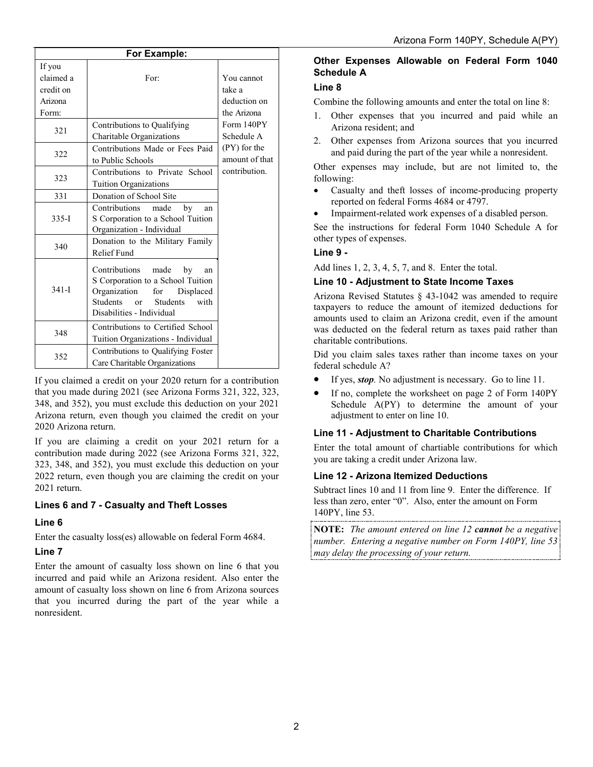| For Example: | | |
|---|---|---|
| If you claimed a credit on Arizona Form: | For: | You cannot take a deduction on the Arizona Form 140PY Schedule A (PY) for the amount of that contribution. |
| 321 | Contributions to Qualifying Charitable Organizations | |
| 322 | Contributions Made or Fees Paid to Public Schools | |
| 323 | Contributions to Private School Tuition Organizations | |
| 331 | Donation of School Site | |
| 335-I | Contributions made by an S Corporation to a School Tuition Organization - Individual | |
| 340 | Donation to the Military Family Relief Fund | |
| 341-I | Contributions made by an S Corporation to a School Tuition Organization for Displaced Students or Students with Disabilities - Individual | |
| 348 | Contributions to Certified School Tuition Organizations - Individual | |
| 352 | Contributions to Qualifying Foster Care Charitable Organizations | |

If you claimed a credit on your 2020 return for a contribution that you made during 2021 (see Arizona Forms 321, 322, 323, 348, and 352), you must exclude this deduction on your 2021 Arizona return, even though you claimed the credit on your 2020 Arizona return.

If you are claiming a credit on your 2021 return for a contribution made during 2022 (see Arizona Forms 321, 322, 323, 348, and 352), you must exclude this deduction on your 2022 return, even though you are claiming the credit on your 2021 return.

### Lines 6 and 7 - Casualty and Theft Losses

#### Line 6

Enter the casualty loss(es) allowable on federal Form 4684.

#### Line 7

Enter the amount of casualty loss shown on line 6 that you incurred and paid while an Arizona resident. Also enter the amount of casualty loss shown on line 6 from Arizona sources that you incurred during the part of the year while a nonresident.

### Other Expenses Allowable on Federal Form 1040 Schedule A

#### Line 8

Combine the following amounts and enter the total on line 8:

1. Other expenses that you incurred and paid while an Arizona resident; and
2. Other expenses from Arizona sources that you incurred and paid during the part of the year while a nonresident.

Other expenses may include, but are not limited to, the following:

- Casualty and theft losses of income-producing property reported on federal Forms 4684 or 4797.
- Impairment-related work expenses of a disabled person.

See the instructions for federal Form 1040 Schedule A for other types of expenses.

#### Line 9 -

Add lines 1, 2, 3, 4, 5, 7, and 8. Enter the total.

#### Line 10 - Adjustment to State Income Taxes

Arizona Revised Statutes § 43-1042 was amended to require taxpayers to reduce the amount of itemized deductions for amounts used to claim an Arizona credit, even if the amount was deducted on the federal return as taxes paid rather than charitable contributions.

Did you claim sales taxes rather than income taxes on your federal schedule A?

- If yes, ***stop***. No adjustment is necessary. Go to line 11.
- If no, complete the worksheet on page 2 of Form 140PY Schedule A(PY) to determine the amount of your adjustment to enter on line 10.

#### Line 11 - Adjustment to Charitable Contributions

Enter the total amount of chartiable contributions for which you are taking a credit under Arizona law.

#### Line 12 - Arizona Itemized Deductions

Subtract lines 10 and 11 from line 9. Enter the difference. If less than zero, enter "0". Also, enter the amount on Form 140PY, line 53.

**NOTE:** *The amount entered on line 12* ***cannot*** *be a negative number. Entering a negative number on Form 140PY, line 53 may delay the processing of your return.*